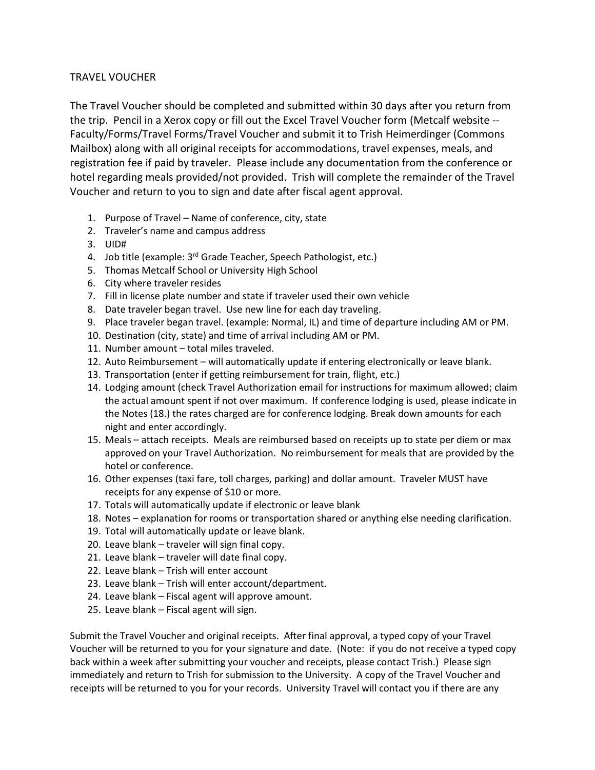# TRAVEL VOUCHER

The Travel Voucher should be completed and submitted within 30 days after you return from the trip. Pencil in a Xerox copy or fill out the Excel Travel Voucher form (Metcalf website -- Faculty/Forms/Travel Forms/Travel Voucher and submit it to Trish Heimerdinger (Commons Mailbox) along with all original receipts for accommodations, travel expenses, meals, and registration fee if paid by traveler. Please include any documentation from the conference or hotel regarding meals provided/not provided. Trish will complete the remainder of the Travel Voucher and return to you to sign and date after fiscal agent approval.

1. Purpose of Travel – Name of conference, city, state
2. Traveler's name and campus address
3. UID#
4. Job title (example: 3rd Grade Teacher, Speech Pathologist, etc.)
5. Thomas Metcalf School or University High School
6. City where traveler resides
7. Fill in license plate number and state if traveler used their own vehicle
8. Date traveler began travel. Use new line for each day traveling.
9. Place traveler began travel. (example: Normal, IL) and time of departure including AM or PM.
10. Destination (city, state) and time of arrival including AM or PM.
11. Number amount – total miles traveled.
12. Auto Reimbursement – will automatically update if entering electronically or leave blank.
13. Transportation (enter if getting reimbursement for train, flight, etc.)
14. Lodging amount (check Travel Authorization email for instructions for maximum allowed; claim the actual amount spent if not over maximum. If conference lodging is used, please indicate in the Notes (18.) the rates charged are for conference lodging. Break down amounts for each night and enter accordingly.
15. Meals – attach receipts. Meals are reimbursed based on receipts up to state per diem or max approved on your Travel Authorization. No reimbursement for meals that are provided by the hotel or conference.
16. Other expenses (taxi fare, toll charges, parking) and dollar amount. Traveler MUST have receipts for any expense of $10 or more.
17. Totals will automatically update if electronic or leave blank
18. Notes – explanation for rooms or transportation shared or anything else needing clarification.
19. Total will automatically update or leave blank.
20. Leave blank – traveler will sign final copy.
21. Leave blank – traveler will date final copy.
22. Leave blank – Trish will enter account
23. Leave blank – Trish will enter account/department.
24. Leave blank – Fiscal agent will approve amount.
25. Leave blank – Fiscal agent will sign.

Submit the Travel Voucher and original receipts. After final approval, a typed copy of your Travel Voucher will be returned to you for your signature and date. (Note: if you do not receive a typed copy back within a week after submitting your voucher and receipts, please contact Trish.) Please sign immediately and return to Trish for submission to the University. A copy of the Travel Voucher and receipts will be returned to you for your records. University Travel will contact you if there are any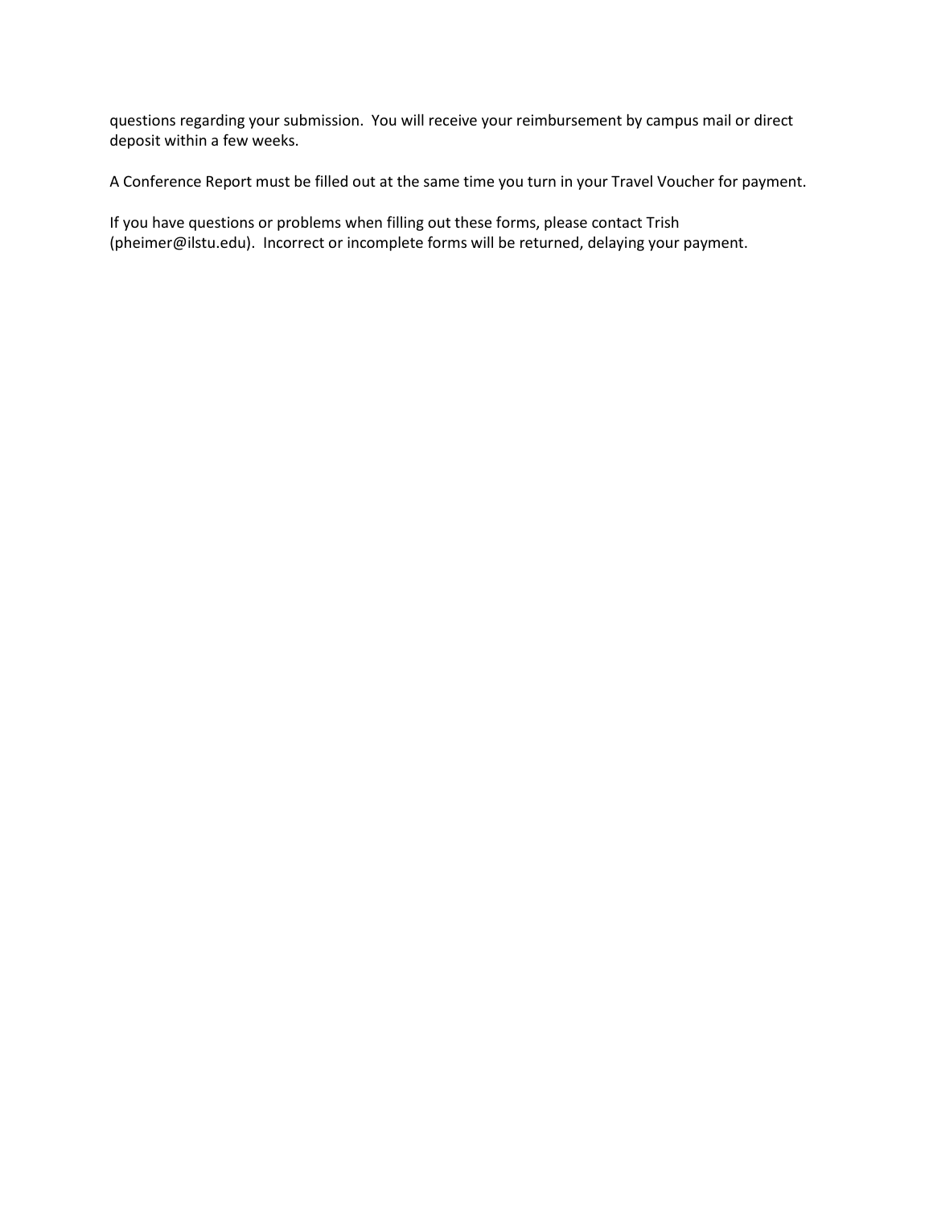questions regarding your submission. You will receive your reimbursement by campus mail or direct deposit within a few weeks.

A Conference Report must be filled out at the same time you turn in your Travel Voucher for payment.

If you have questions or problems when filling out these forms, please contact Trish (pheimer@ilstu.edu). Incorrect or incomplete forms will be returned, delaying your payment.